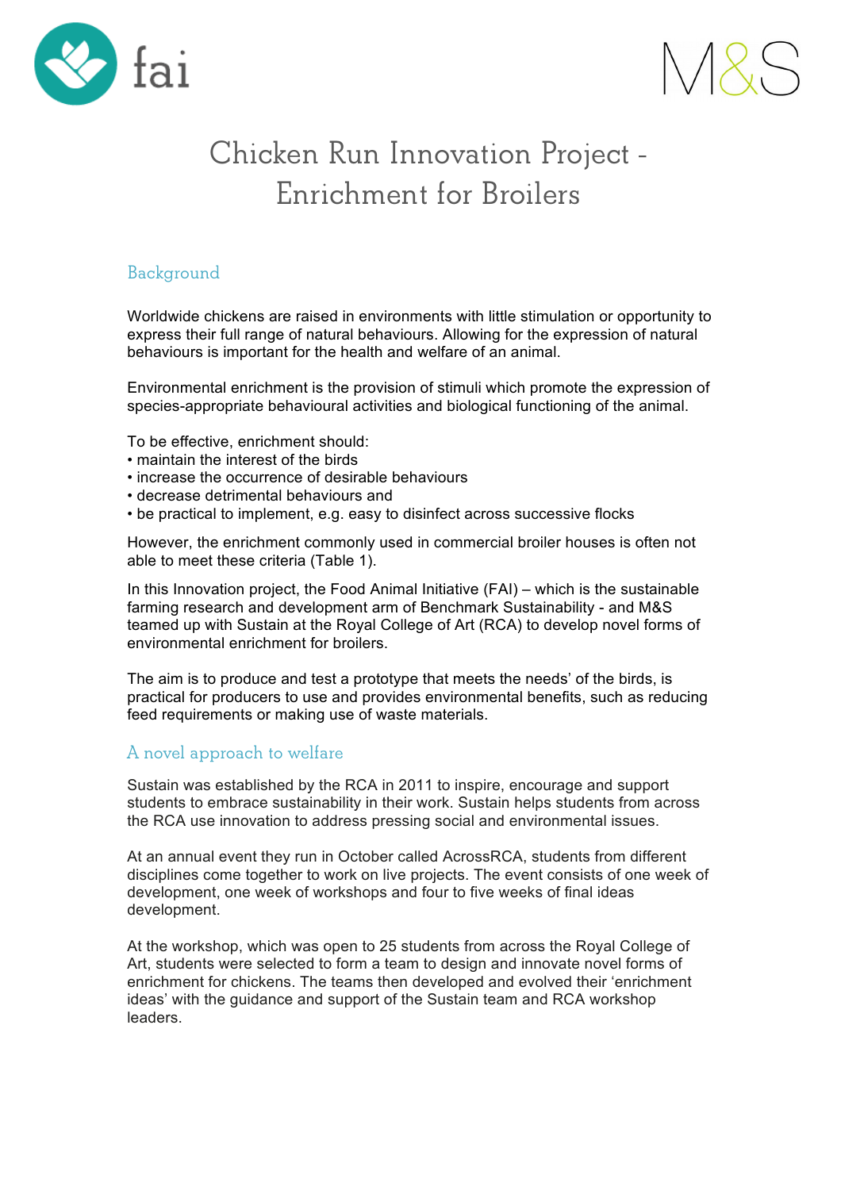# Chicken Run Innovation Project - Enrichment for Broilers

## Background

Worldwide chickens are raised in environments with little stimulation or opportunity to express their full range of natural behaviours. Allowing for the expression of natural behaviours is important for the health and welfare of an animal.

Environmental enrichment is the provision of stimuli which promote the expression of species-appropriate behavioural activities and biological functioning of the animal.

To be effective, enrichment should:
- maintain the interest of the birds
- increase the occurrence of desirable behaviours
- decrease detrimental behaviours and
- be practical to implement, e.g. easy to disinfect across successive flocks

However, the enrichment commonly used in commercial broiler houses is often not able to meet these criteria (Table 1).

In this Innovation project, the Food Animal Initiative (FAI) – which is the sustainable farming research and development arm of Benchmark Sustainability - and M&S teamed up with Sustain at the Royal College of Art (RCA) to develop novel forms of environmental enrichment for broilers.

The aim is to produce and test a prototype that meets the needs' of the birds, is practical for producers to use and provides environmental benefits, such as reducing feed requirements or making use of waste materials.

## A novel approach to welfare

Sustain was established by the RCA in 2011 to inspire, encourage and support students to embrace sustainability in their work. Sustain helps students from across the RCA use innovation to address pressing social and environmental issues.

At an annual event they run in October called AcrossRCA, students from different disciplines come together to work on live projects. The event consists of one week of development, one week of workshops and four to five weeks of final ideas development.

At the workshop, which was open to 25 students from across the Royal College of Art, students were selected to form a team to design and innovate novel forms of enrichment for chickens. The teams then developed and evolved their 'enrichment ideas' with the guidance and support of the Sustain team and RCA workshop leaders.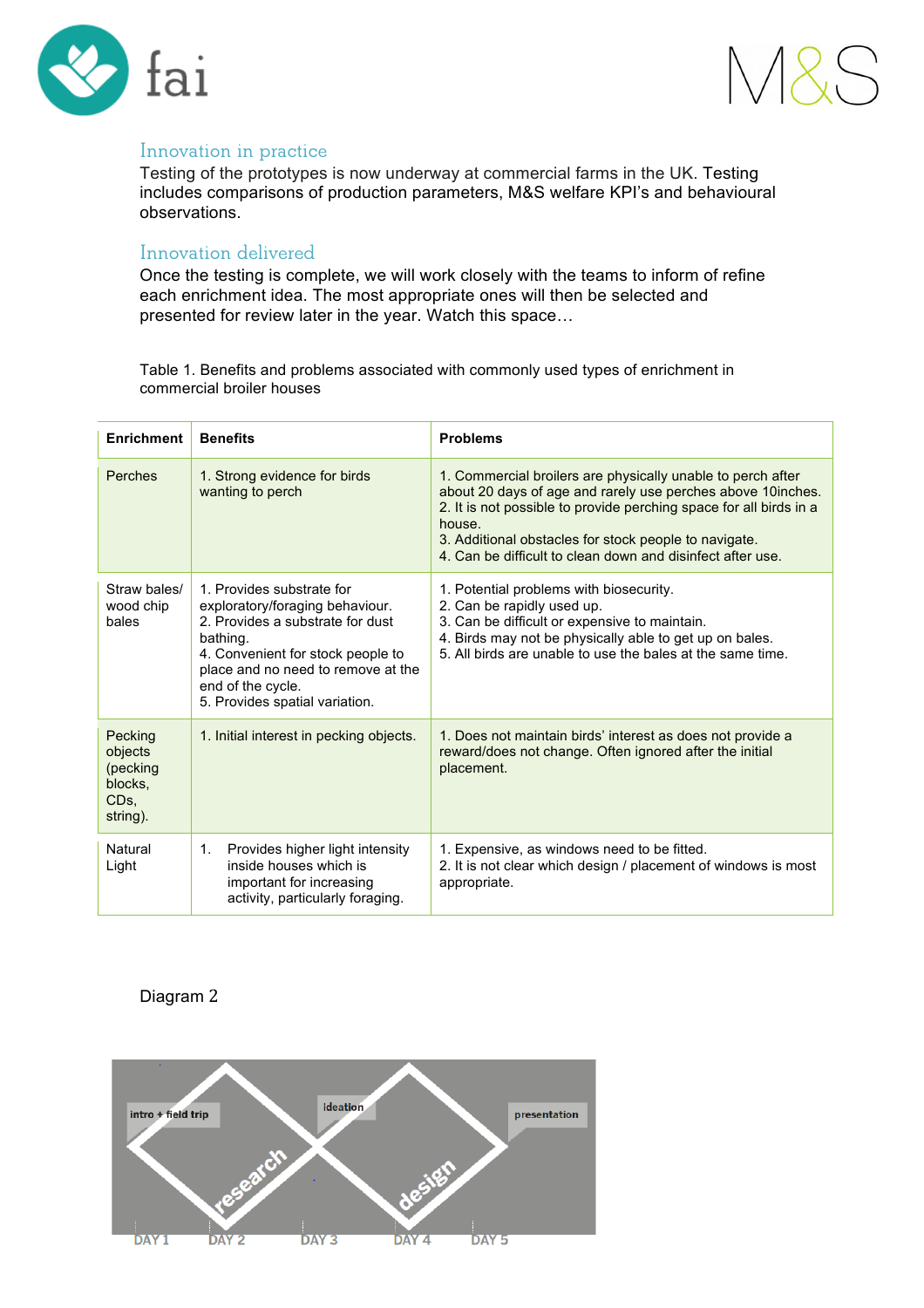## Innovation in practice

Testing of the prototypes is now underway at commercial farms in the UK. Testing includes comparisons of production parameters, M&S welfare KPI's and behavioural observations.

## Innovation delivered

Once the testing is complete, we will work closely with the teams to inform of refine each enrichment idea. The most appropriate ones will then be selected and presented for review later in the year. Watch this space…

Table 1. Benefits and problems associated with commonly used types of enrichment in commercial broiler houses

| Enrichment | Benefits | Problems |
|---|---|---|
| Perches | 1. Strong evidence for birds wanting to perch | 1. Commercial broilers are physically unable to perch after about 20 days of age and rarely use perches above 10inches. 2. It is not possible to provide perching space for all birds in a house. 3. Additional obstacles for stock people to navigate. 4. Can be difficult to clean down and disinfect after use. |
| Straw bales/ wood chip bales | 1. Provides substrate for exploratory/foraging behaviour. 2. Provides a substrate for dust bathing. 4. Convenient for stock people to place and no need to remove at the end of the cycle. 5. Provides spatial variation. | 1. Potential problems with biosecurity. 2. Can be rapidly used up. 3. Can be difficult or expensive to maintain. 4. Birds may not be physically able to get up on bales. 5. All birds are unable to use the bales at the same time. |
| Pecking objects (pecking blocks, CDs, string). | 1. Initial interest in pecking objects. | 1. Does not maintain birds' interest as does not provide a reward/does not change. Often ignored after the initial placement. |
| Natural Light | 1. Provides higher light intensity inside houses which is important for increasing activity, particularly foraging. | 1. Expensive, as windows need to be fitted. 2. It is not clear which design / placement of windows is most appropriate. |

Diagram 2

intro + field trip
ideation
presentation
research
design
DAY 1
DAY 2
DAY 3
DAY 4
DAY 5